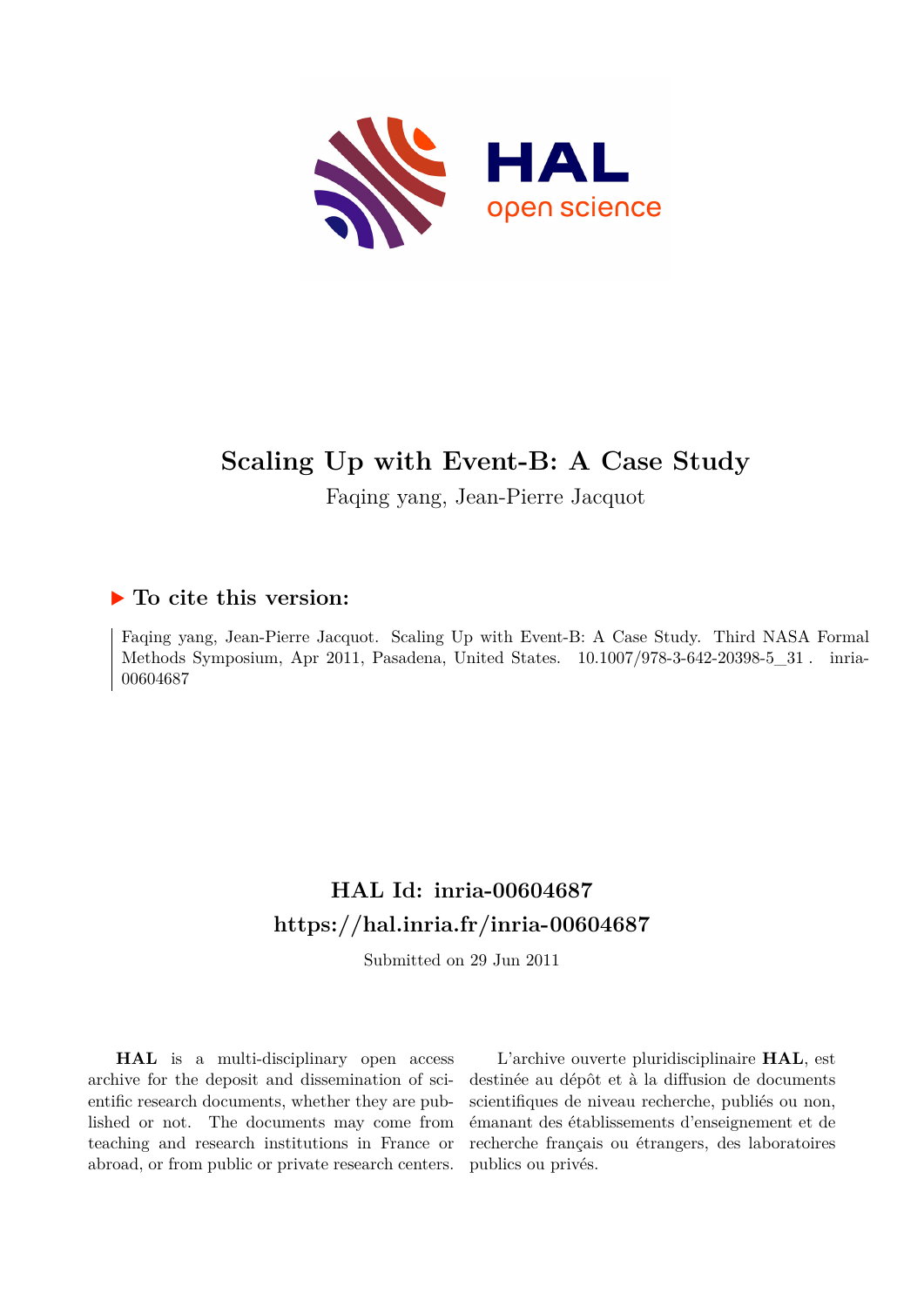# Scaling Up with Event-B: A Case Study

Faqing yang, Jean-Pierre Jacquot

## ▶ To cite this version:

Faqing yang, Jean-Pierre Jacquot. Scaling Up with Event-B: A Case Study. Third NASA Formal Methods Symposium, Apr 2011, Pasadena, United States. 10.1007/978-3-642-20398-5_31 . inria-00604687

## HAL Id: inria-00604687

## https://hal.inria.fr/inria-00604687

Submitted on 29 Jun 2011

**HAL** is a multi-disciplinary open access archive for the deposit and dissemination of scientific research documents, whether they are published or not. The documents may come from teaching and research institutions in France or abroad, or from public or private research centers.

L'archive ouverte pluridisciplinaire **HAL**, est destinée au dépôt et à la diffusion de documents scientifiques de niveau recherche, publiés ou non, émanant des établissements d'enseignement et de recherche français ou étrangers, des laboratoires publics ou privés.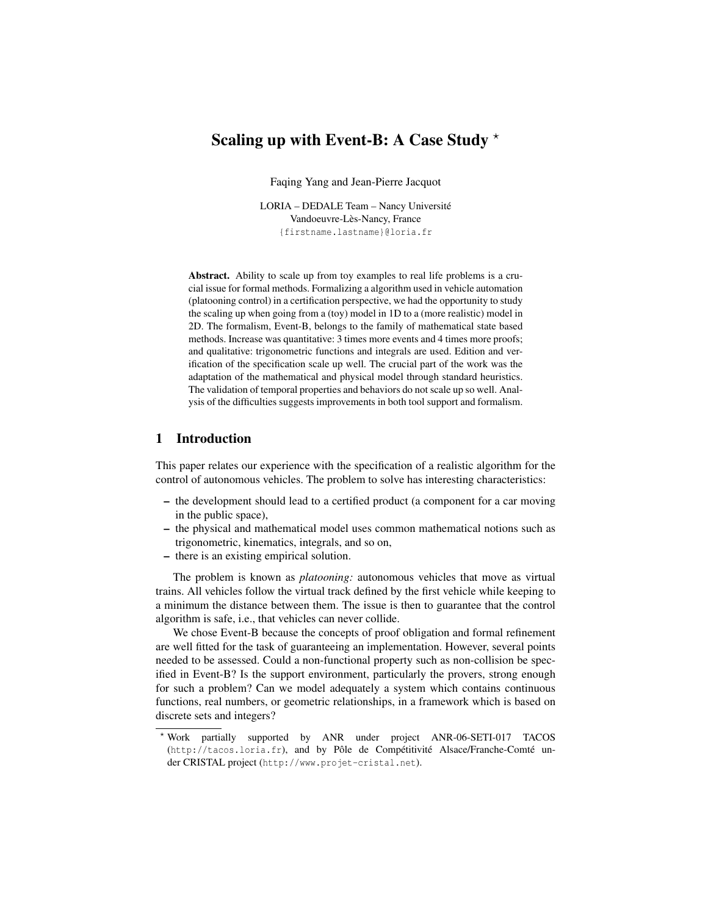# Scaling up with Event-B: A Case Study *

Faqing Yang and Jean-Pierre Jacquot

LORIA – DEDALE Team – Nancy Université  
Vandoeuvre-Lès-Nancy, France  
{firstname.lastname}@loria.fr

**Abstract.** Ability to scale up from toy examples to real life problems is a crucial issue for formal methods. Formalizing a algorithm used in vehicle automation (platooning control) in a certification perspective, we had the opportunity to study the scaling up when going from a (toy) model in 1D to a (more realistic) model in 2D. The formalism, Event-B, belongs to the family of mathematical state based methods. Increase was quantitative: 3 times more events and 4 times more proofs; and qualitative: trigonometric functions and integrals are used. Edition and verification of the specification scale up well. The crucial part of the work was the adaptation of the mathematical and physical model through standard heuristics. The validation of temporal properties and behaviors do not scale up so well. Analysis of the difficulties suggests improvements in both tool support and formalism.

## 1 Introduction

This paper relates our experience with the specification of a realistic algorithm for the control of autonomous vehicles. The problem to solve has interesting characteristics:

- the development should lead to a certified product (a component for a car moving in the public space),
- the physical and mathematical model uses common mathematical notions such as trigonometric, kinematics, integrals, and so on,
- there is an existing empirical solution.

The problem is known as *platooning:* autonomous vehicles that move as virtual trains. All vehicles follow the virtual track defined by the first vehicle while keeping to a minimum the distance between them. The issue is then to guarantee that the control algorithm is safe, i.e., that vehicles can never collide.

We chose Event-B because the concepts of proof obligation and formal refinement are well fitted for the task of guaranteeing an implementation. However, several points needed to be assessed. Could a non-functional property such as non-collision be specified in Event-B? Is the support environment, particularly the provers, strong enough for such a problem? Can we model adequately a system which contains continuous functions, real numbers, or geometric relationships, in a framework which is based on discrete sets and integers?

* Work partially supported by ANR under project ANR-06-SETI-017 TACOS (http://tacos.loria.fr), and by Pôle de Compétitivité Alsace/Franche-Comté under CRISTAL project (http://www.projet-cristal.net).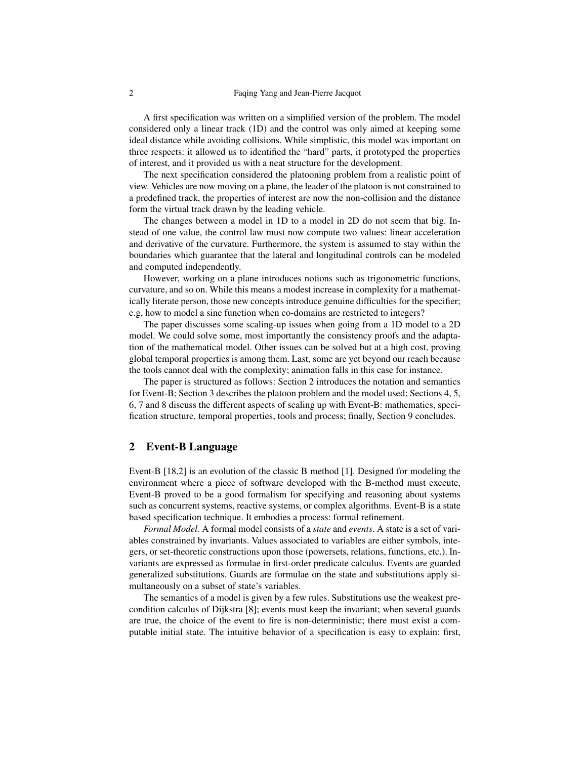A first specification was written on a simplified version of the problem. The model considered only a linear track (1D) and the control was only aimed at keeping some ideal distance while avoiding collisions. While simplistic, this model was important on three respects: it allowed us to identified the "hard" parts, it prototyped the properties of interest, and it provided us with a neat structure for the development.

The next specification considered the platooning problem from a realistic point of view. Vehicles are now moving on a plane, the leader of the platoon is not constrained to a predefined track, the properties of interest are now the non-collision and the distance form the virtual track drawn by the leading vehicle.

The changes between a model in 1D to a model in 2D do not seem that big. Instead of one value, the control law must now compute two values: linear acceleration and derivative of the curvature. Furthermore, the system is assumed to stay within the boundaries which guarantee that the lateral and longitudinal controls can be modeled and computed independently.

However, working on a plane introduces notions such as trigonometric functions, curvature, and so on. While this means a modest increase in complexity for a mathematically literate person, those new concepts introduce genuine difficulties for the specifier; e.g, how to model a sine function when co-domains are restricted to integers?

The paper discusses some scaling-up issues when going from a 1D model to a 2D model. We could solve some, most importantly the consistency proofs and the adaptation of the mathematical model. Other issues can be solved but at a high cost, proving global temporal properties is among them. Last, some are yet beyond our reach because the tools cannot deal with the complexity; animation falls in this case for instance.

The paper is structured as follows: Section 2 introduces the notation and semantics for Event-B; Section 3 describes the platoon problem and the model used; Sections 4, 5, 6, 7 and 8 discuss the different aspects of scaling up with Event-B: mathematics, specification structure, temporal properties, tools and process; finally, Section 9 concludes.

## 2 Event-B Language

Event-B [18,2] is an evolution of the classic B method [1]. Designed for modeling the environment where a piece of software developed with the B-method must execute, Event-B proved to be a good formalism for specifying and reasoning about systems such as concurrent systems, reactive systems, or complex algorithms. Event-B is a state based specification technique. It embodies a process: formal refinement.

*Formal Model.* A formal model consists of a *state* and *events*. A state is a set of variables constrained by invariants. Values associated to variables are either symbols, integers, or set-theoretic constructions upon those (powersets, relations, functions, etc.). Invariants are expressed as formulae in first-order predicate calculus. Events are guarded generalized substitutions. Guards are formulae on the state and substitutions apply simultaneously on a subset of state's variables.

The semantics of a model is given by a few rules. Substitutions use the weakest precondition calculus of Dijkstra [8]; events must keep the invariant; when several guards are true, the choice of the event to fire is non-deterministic; there must exist a computable initial state. The intuitive behavior of a specification is easy to explain: first,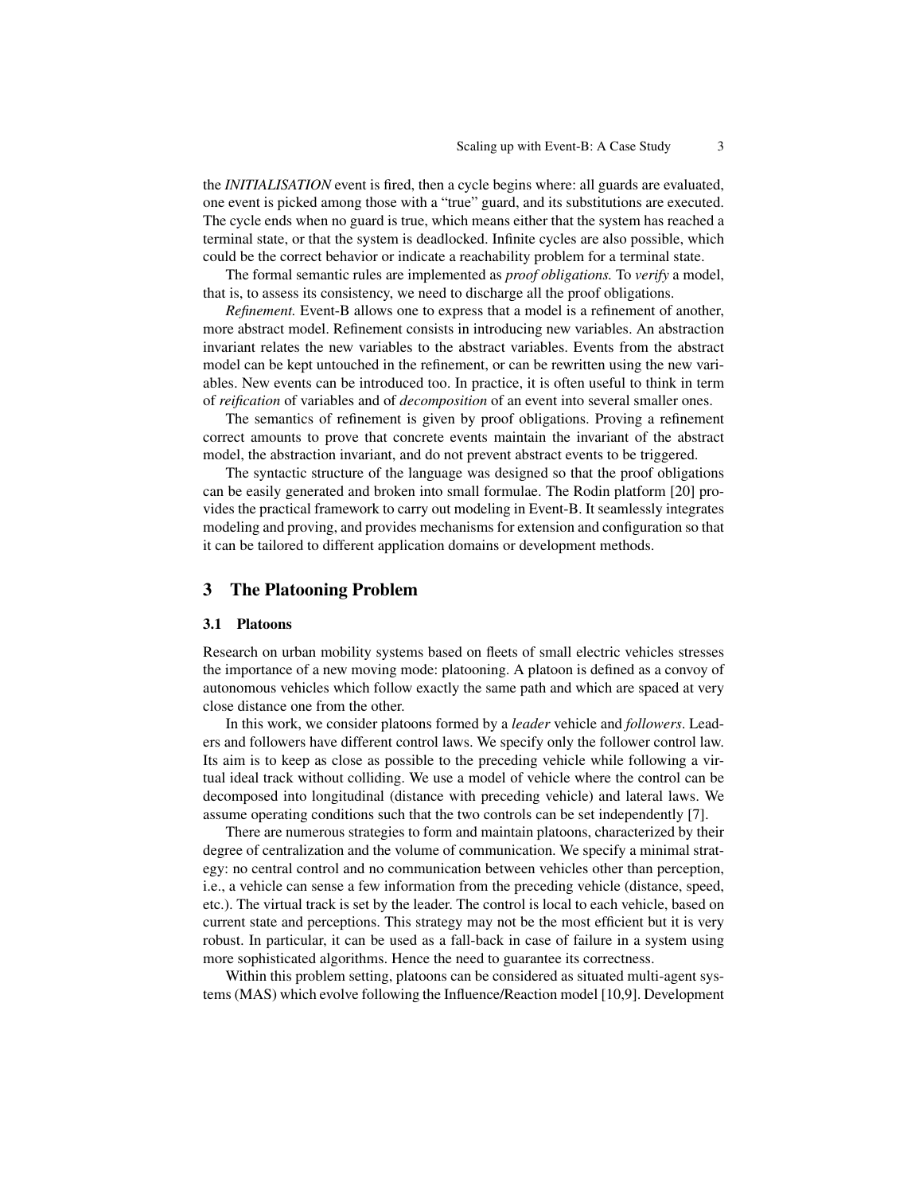the *INITIALISATION* event is fired, then a cycle begins where: all guards are evaluated, one event is picked among those with a "true" guard, and its substitutions are executed. The cycle ends when no guard is true, which means either that the system has reached a terminal state, or that the system is deadlocked. Infinite cycles are also possible, which could be the correct behavior or indicate a reachability problem for a terminal state.

The formal semantic rules are implemented as *proof obligations*. To *verify* a model, that is, to assess its consistency, we need to discharge all the proof obligations.

*Refinement.* Event-B allows one to express that a model is a refinement of another, more abstract model. Refinement consists in introducing new variables. An abstraction invariant relates the new variables to the abstract variables. Events from the abstract model can be kept untouched in the refinement, or can be rewritten using the new variables. New events can be introduced too. In practice, it is often useful to think in term of *reification* of variables and of *decomposition* of an event into several smaller ones.

The semantics of refinement is given by proof obligations. Proving a refinement correct amounts to prove that concrete events maintain the invariant of the abstract model, the abstraction invariant, and do not prevent abstract events to be triggered.

The syntactic structure of the language was designed so that the proof obligations can be easily generated and broken into small formulae. The Rodin platform [20] provides the practical framework to carry out modeling in Event-B. It seamlessly integrates modeling and proving, and provides mechanisms for extension and configuration so that it can be tailored to different application domains or development methods.

## 3 The Platooning Problem

### 3.1 Platoons

Research on urban mobility systems based on fleets of small electric vehicles stresses the importance of a new moving mode: platooning. A platoon is defined as a convoy of autonomous vehicles which follow exactly the same path and which are spaced at very close distance one from the other.

In this work, we consider platoons formed by a *leader* vehicle and *followers*. Leaders and followers have different control laws. We specify only the follower control law. Its aim is to keep as close as possible to the preceding vehicle while following a virtual ideal track without colliding. We use a model of vehicle where the control can be decomposed into longitudinal (distance with preceding vehicle) and lateral laws. We assume operating conditions such that the two controls can be set independently [7].

There are numerous strategies to form and maintain platoons, characterized by their degree of centralization and the volume of communication. We specify a minimal strategy: no central control and no communication between vehicles other than perception, i.e., a vehicle can sense a few information from the preceding vehicle (distance, speed, etc.). The virtual track is set by the leader. The control is local to each vehicle, based on current state and perceptions. This strategy may not be the most efficient but it is very robust. In particular, it can be used as a fall-back in case of failure in a system using more sophisticated algorithms. Hence the need to guarantee its correctness.

Within this problem setting, platoons can be considered as situated multi-agent systems (MAS) which evolve following the Influence/Reaction model [10,9]. Development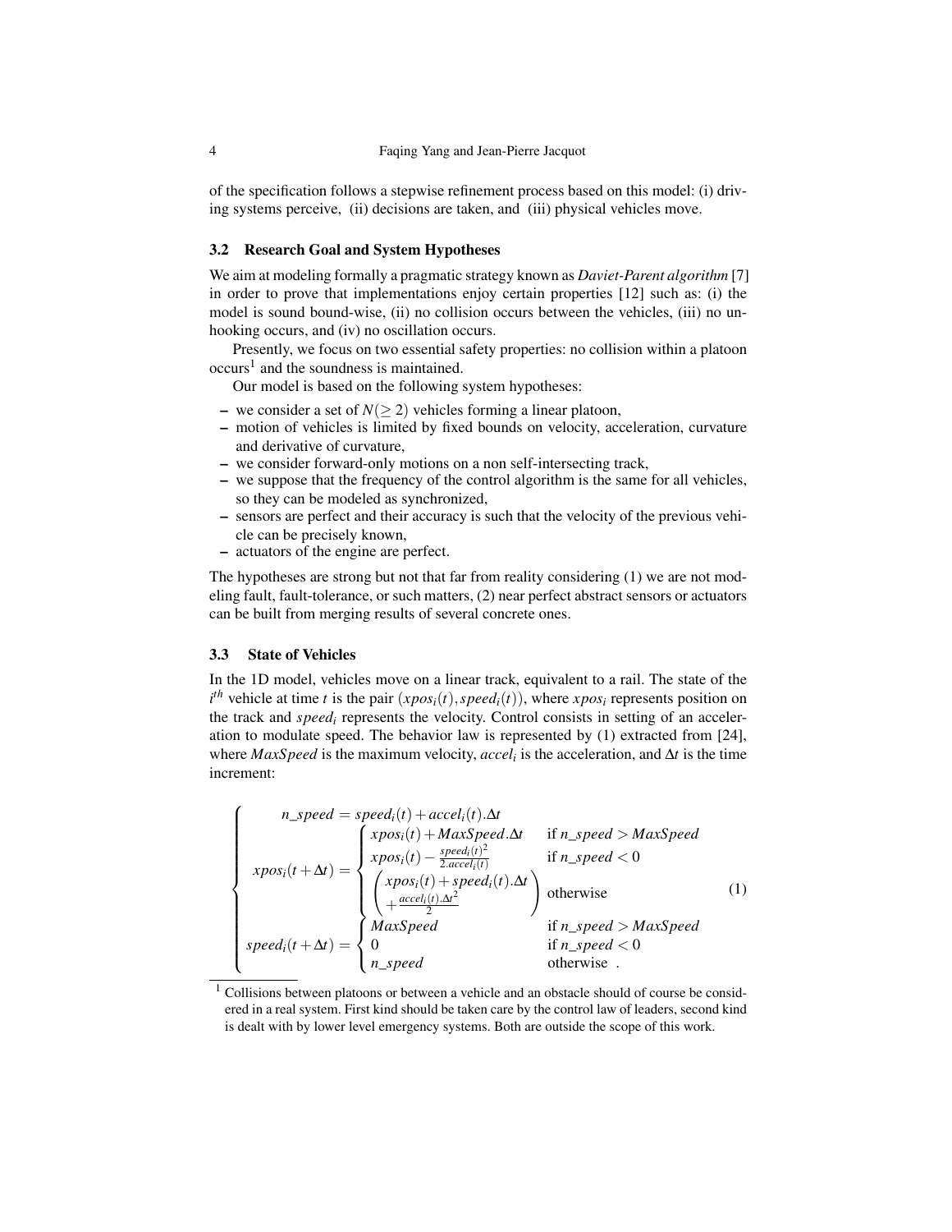of the specification follows a stepwise refinement process based on this model: (i) driving systems perceive, (ii) decisions are taken, and (iii) physical vehicles move.

### 3.2 Research Goal and System Hypotheses

We aim at modeling formally a pragmatic strategy known as *Daviet-Parent algorithm* [7] in order to prove that implementations enjoy certain properties [12] such as: (i) the model is sound bound-wise, (ii) no collision occurs between the vehicles, (iii) no unhooking occurs, and (iv) no oscillation occurs.

Presently, we focus on two essential safety properties: no collision within a platoon occurs[1] and the soundness is maintained.

Our model is based on the following system hypotheses:

- we consider a set of $N(\geq 2)$ vehicles forming a linear platoon,
- motion of vehicles is limited by fixed bounds on velocity, acceleration, curvature and derivative of curvature,
- we consider forward-only motions on a non self-intersecting track,
- we suppose that the frequency of the control algorithm is the same for all vehicles, so they can be modeled as synchronized,
- sensors are perfect and their accuracy is such that the velocity of the previous vehicle can be precisely known,
- actuators of the engine are perfect.

The hypotheses are strong but not that far from reality considering (1) we are not modeling fault, fault-tolerance, or such matters, (2) near perfect abstract sensors or actuators can be built from merging results of several concrete ones.

### 3.3 State of Vehicles

In the 1D model, vehicles move on a linear track, equivalent to a rail. The state of the $i^{th}$ vehicle at time $t$ is the pair $(xpos_i(t), speed_i(t))$, where $xpos_i$ represents position on the track and $speed_i$ represents the velocity. Control consists in setting of an acceleration to modulate speed. The behavior law is represented by (1) extracted from [24], where $MaxSpeed$ is the maximum velocity, $accel_i$ is the acceleration, and $\Delta t$ is the time increment:

$$
\begin{cases}
n\_speed = speed_i(t) + accel_i(t).\Delta t \\
xpos_i(t+\Delta t) = \begin{cases} xpos_i(t) + MaxSpeed.\Delta t & \text{if } n\_speed > MaxSpeed \\ xpos_i(t) - \frac{speed_i(t)^2}{2.accel_i(t)} & \text{if } n\_speed < 0 \\ \begin{pmatrix} xpos_i(t) + speed_i(t).\Delta t \\ + \frac{accel_i(t).\Delta t^2}{2} \end{pmatrix} & \text{otherwise} \end{cases} \\
speed_i(t+\Delta t) = \begin{cases} MaxSpeed & \text{if } n\_speed > MaxSpeed \\ 0 & \text{if } n\_speed < 0 \\ n\_speed & \text{otherwise .} \end{cases}
\end{cases}
\tag{1}
$$

[1] Collisions between platoons or between a vehicle and an obstacle should of course be considered in a real system. First kind should be taken care by the control law of leaders, second kind is dealt with by lower level emergency systems. Both are outside the scope of this work.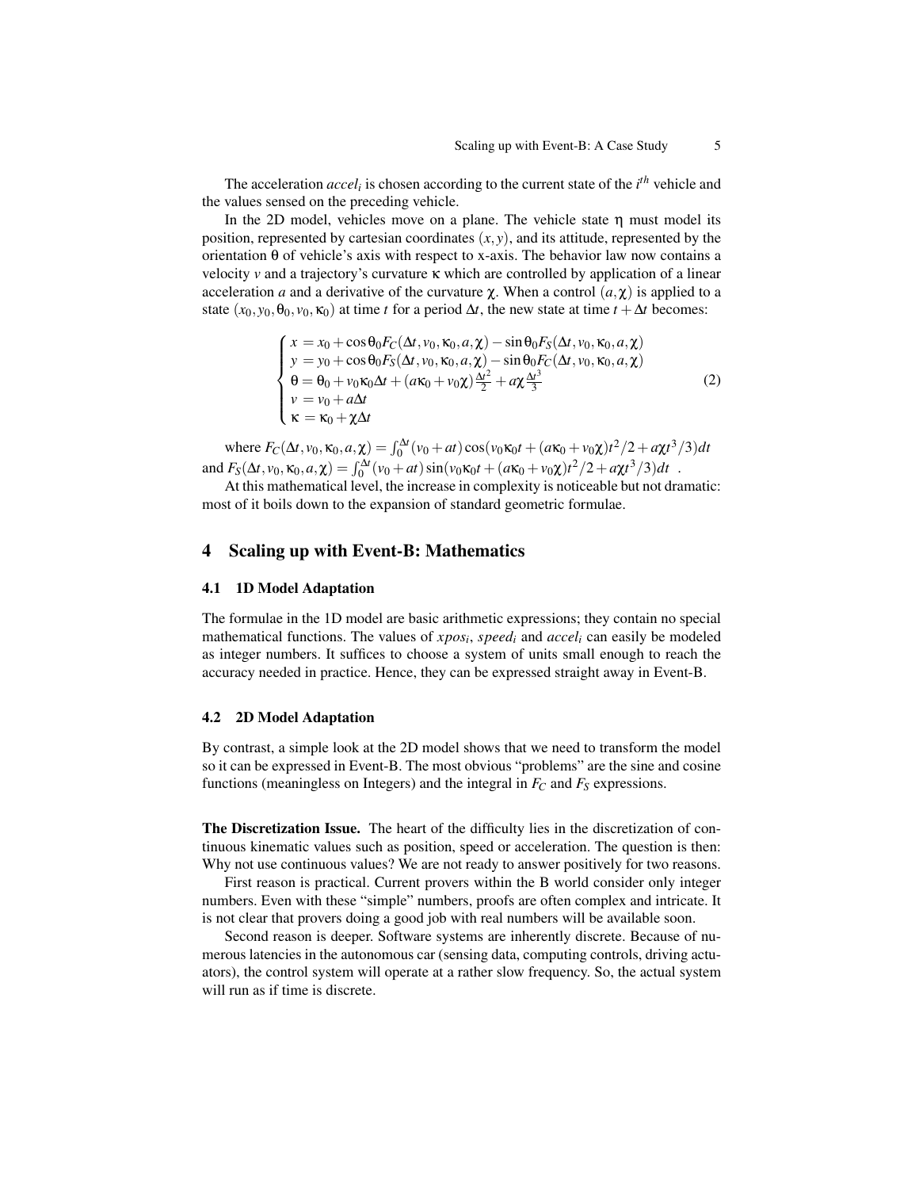The acceleration $accel_i$ is chosen according to the current state of the $i^{th}$ vehicle and the values sensed on the preceding vehicle.

In the 2D model, vehicles move on a plane. The vehicle state $\eta$ must model its position, represented by cartesian coordinates $(x, y)$, and its attitude, represented by the orientation $\theta$ of vehicle's axis with respect to x-axis. The behavior law now contains a velocity $v$ and a trajectory's curvature $\kappa$ which are controlled by application of a linear acceleration $a$ and a derivative of the curvature $\chi$. When a control $(a, \chi)$ is applied to a state $(x_0, y_0, \theta_0, v_0, \kappa_0)$ at time $t$ for a period $\Delta t$, the new state at time $t + \Delta t$ becomes:

$$\begin{cases} x = x_0 + \cos\theta_0 F_C(\Delta t, v_0, \kappa_0, a, \chi) - \sin\theta_0 F_S(\Delta t, v_0, \kappa_0, a, \chi) \\ y = y_0 + \cos\theta_0 F_S(\Delta t, v_0, \kappa_0, a, \chi) - \sin\theta_0 F_C(\Delta t, v_0, \kappa_0, a, \chi) \\ \theta = \theta_0 + v_0 \kappa_0 \Delta t + (a\kappa_0 + v_0 \chi)\frac{\Delta t^2}{2} + a\chi\frac{\Delta t^3}{3} \\ v = v_0 + a\Delta t \\ \kappa = \kappa_0 + \chi \Delta t \end{cases} \tag{2}$$

where $F_C(\Delta t, v_0, \kappa_0, a, \chi) = \int_0^{\Delta t} (v_0 + at)\cos(v_0\kappa_0 t + (a\kappa_0 + v_0\chi)t^2/2 + a\chi t^3/3)dt$ and $F_S(\Delta t, v_0, \kappa_0, a, \chi) = \int_0^{\Delta t} (v_0 + at)\sin(v_0\kappa_0 t + (a\kappa_0 + v_0\chi)t^2/2 + a\chi t^3/3)dt$ .

At this mathematical level, the increase in complexity is noticeable but not dramatic: most of it boils down to the expansion of standard geometric formulae.

## 4 Scaling up with Event-B: Mathematics

### 4.1 1D Model Adaptation

The formulae in the 1D model are basic arithmetic expressions; they contain no special mathematical functions. The values of $xpos_i$, $speed_i$ and $accel_i$ can easily be modeled as integer numbers. It suffices to choose a system of units small enough to reach the accuracy needed in practice. Hence, they can be expressed straight away in Event-B.

### 4.2 2D Model Adaptation

By contrast, a simple look at the 2D model shows that we need to transform the model so it can be expressed in Event-B. The most obvious "problems" are the sine and cosine functions (meaningless on Integers) and the integral in $F_C$ and $F_S$ expressions.

**The Discretization Issue.** The heart of the difficulty lies in the discretization of continuous kinematic values such as position, speed or acceleration. The question is then: Why not use continuous values? We are not ready to answer positively for two reasons.

First reason is practical. Current provers within the B world consider only integer numbers. Even with these "simple" numbers, proofs are often complex and intricate. It is not clear that provers doing a good job with real numbers will be available soon.

Second reason is deeper. Software systems are inherently discrete. Because of numerous latencies in the autonomous car (sensing data, computing controls, driving actuators), the control system will operate at a rather slow frequency. So, the actual system will run as if time is discrete.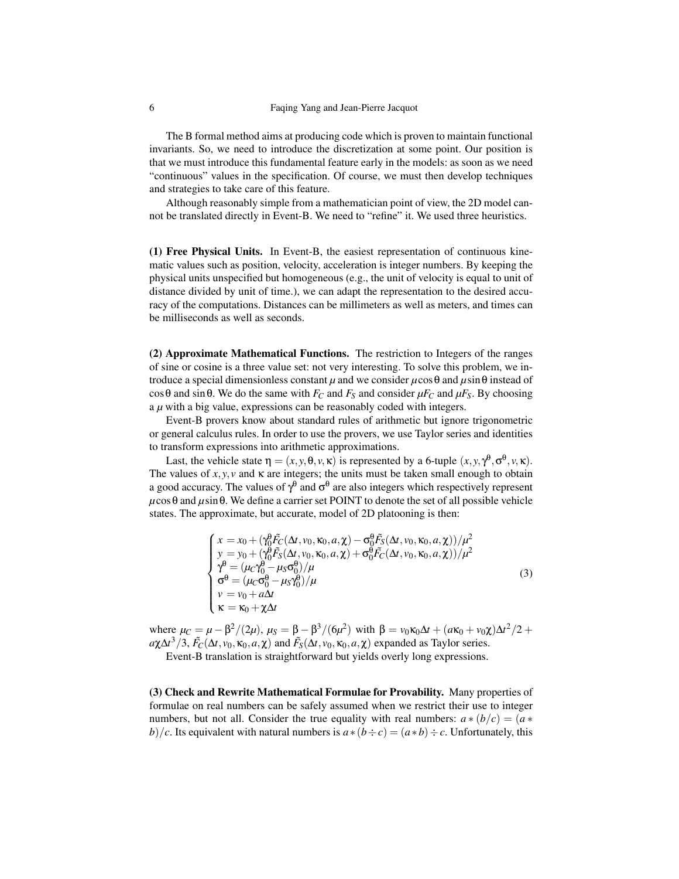The B formal method aims at producing code which is proven to maintain functional invariants. So, we need to introduce the discretization at some point. Our position is that we must introduce this fundamental feature early in the models: as soon as we need "continuous" values in the specification. Of course, we must then develop techniques and strategies to take care of this feature.

Although reasonably simple from a mathematician point of view, the 2D model cannot be translated directly in Event-B. We need to "refine" it. We used three heuristics.

**(1) Free Physical Units.** In Event-B, the easiest representation of continuous kinematic values such as position, velocity, acceleration is integer numbers. By keeping the physical units unspecified but homogeneous (e.g., the unit of velocity is equal to unit of distance divided by unit of time.), we can adapt the representation to the desired accuracy of the computations. Distances can be millimeters as well as meters, and times can be milliseconds as well as seconds.

**(2) Approximate Mathematical Functions.** The restriction to Integers of the ranges of sine or cosine is a three value set: not very interesting. To solve this problem, we introduce a special dimensionless constant $\mu$ and we consider $\mu\cos\theta$ and $\mu\sin\theta$ instead of $\cos\theta$ and $\sin\theta$. We do the same with $F_C$ and $F_S$ and consider $\mu F_C$ and $\mu F_S$. By choosing a $\mu$ with a big value, expressions can be reasonably coded with integers.

Event-B provers know about standard rules of arithmetic but ignore trigonometric or general calculus rules. In order to use the provers, we use Taylor series and identities to transform expressions into arithmetic approximations.

Last, the vehicle state $\eta = (x, y, \theta, v, \kappa)$ is represented by a 6-tuple $(x, y, \gamma^\theta, \sigma^\theta, v, \kappa)$. The values of $x, y, v$ and $\kappa$ are integers; the units must be taken small enough to obtain a good accuracy. The values of $\gamma^\theta$ and $\sigma^\theta$ are also integers which respectively represent $\mu\cos\theta$ and $\mu\sin\theta$. We define a carrier set POINT to denote the set of all possible vehicle states. The approximate, but accurate, model of 2D platooning is then:

$$
\begin{cases}
x = x_0 + (\gamma_0^\theta \tilde{F_C}(\Delta t, v_0, \kappa_0, a, \chi) - \sigma_0^\theta \tilde{F_S}(\Delta t, v_0, \kappa_0, a, \chi))/\mu^2 \\
y = y_0 + (\gamma_0^\theta \tilde{F_S}(\Delta t, v_0, \kappa_0, a, \chi) + \sigma_0^\theta \tilde{F_C}(\Delta t, v_0, \kappa_0, a, \chi))/\mu^2 \\
\gamma^\theta = (\mu_C \gamma_0^\theta - \mu_S \sigma_0^\theta)/\mu \\
\sigma^\theta = (\mu_C \sigma_0^\theta - \mu_S \gamma_0^\theta)/\mu \\
v = v_0 + a\Delta t \\
\kappa = \kappa_0 + \chi \Delta t
\end{cases}
\tag{3}
$$

where $\mu_C = \mu - \beta^2/(2\mu)$, $\mu_S = \beta - \beta^3/(6\mu^2)$ with $\beta = v_0\kappa_0\Delta t + (a\kappa_0 + v_0\chi)\Delta t^2/2 + a\chi\Delta t^3/3$, $\tilde{F_C}(\Delta t, v_0, \kappa_0, a, \chi)$ and $\tilde{F_S}(\Delta t, v_0, \kappa_0, a, \chi)$ expanded as Taylor series.

Event-B translation is straightforward but yields overly long expressions.

**(3) Check and Rewrite Mathematical Formulae for Provability.** Many properties of formulae on real numbers can be safely assumed when we restrict their use to integer numbers, but not all. Consider the true equality with real numbers: $a * (b/c) = (a * b)/c$. Its equivalent with natural numbers is $a * (b \div c) = (a * b) \div c$. Unfortunately, this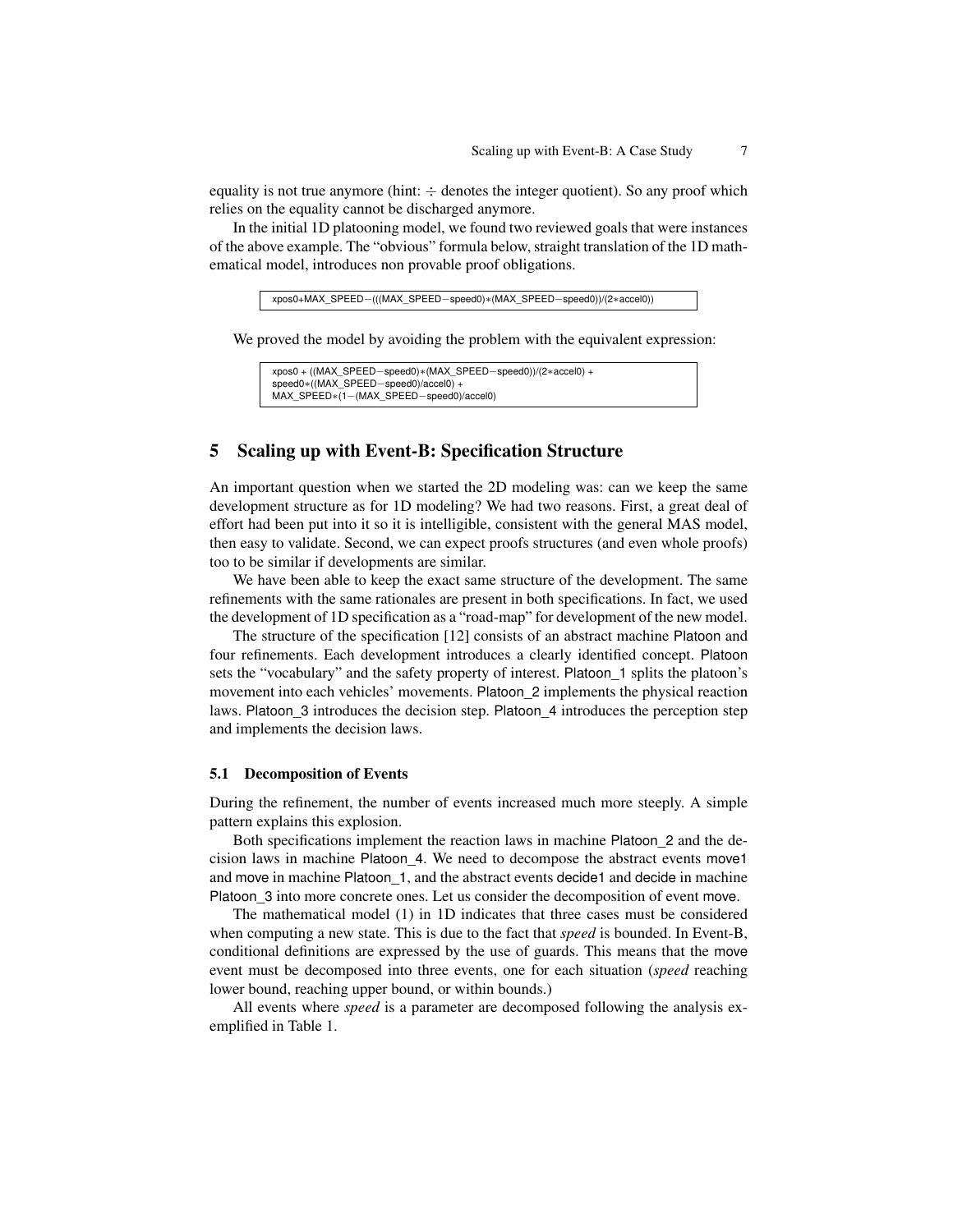equality is not true anymore (hint: $\div$ denotes the integer quotient). So any proof which relies on the equality cannot be discharged anymore.

In the initial 1D platooning model, we found two reviewed goals that were instances of the above example. The "obvious" formula below, straight translation of the 1D mathematical model, introduces non provable proof obligations.

```
xpos0+MAX_SPEED−(((MAX_SPEED−speed0)∗(MAX_SPEED−speed0))/(2∗accel0))
```

We proved the model by avoiding the problem with the equivalent expression:

```
xpos0 + ((MAX_SPEED−speed0)∗(MAX_SPEED−speed0))/(2∗accel0) +
speed0∗((MAX_SPEED−speed0)/accel0) +
MAX_SPEED∗(1−(MAX_SPEED−speed0)/accel0)
```

## 5 Scaling up with Event-B: Specification Structure

An important question when we started the 2D modeling was: can we keep the same development structure as for 1D modeling? We had two reasons. First, a great deal of effort had been put into it so it is intelligible, consistent with the general MAS model, then easy to validate. Second, we can expect proofs structures (and even whole proofs) too to be similar if developments are similar.

We have been able to keep the exact same structure of the development. The same refinements with the same rationales are present in both specifications. In fact, we used the development of 1D specification as a "road-map" for development of the new model.

The structure of the specification [12] consists of an abstract machine Platoon and four refinements. Each development introduces a clearly identified concept. Platoon sets the "vocabulary" and the safety property of interest. Platoon_1 splits the platoon's movement into each vehicles' movements. Platoon_2 implements the physical reaction laws. Platoon_3 introduces the decision step. Platoon_4 introduces the perception step and implements the decision laws.

### 5.1 Decomposition of Events

During the refinement, the number of events increased much more steeply. A simple pattern explains this explosion.

Both specifications implement the reaction laws in machine Platoon_2 and the decision laws in machine Platoon_4. We need to decompose the abstract events move1 and move in machine Platoon_1, and the abstract events decide1 and decide in machine Platoon_3 into more concrete ones. Let us consider the decomposition of event move.

The mathematical model (1) in 1D indicates that three cases must be considered when computing a new state. This is due to the fact that *speed* is bounded. In Event-B, conditional definitions are expressed by the use of guards. This means that the move event must be decomposed into three events, one for each situation (*speed* reaching lower bound, reaching upper bound, or within bounds.)

All events where *speed* is a parameter are decomposed following the analysis exemplified in Table 1.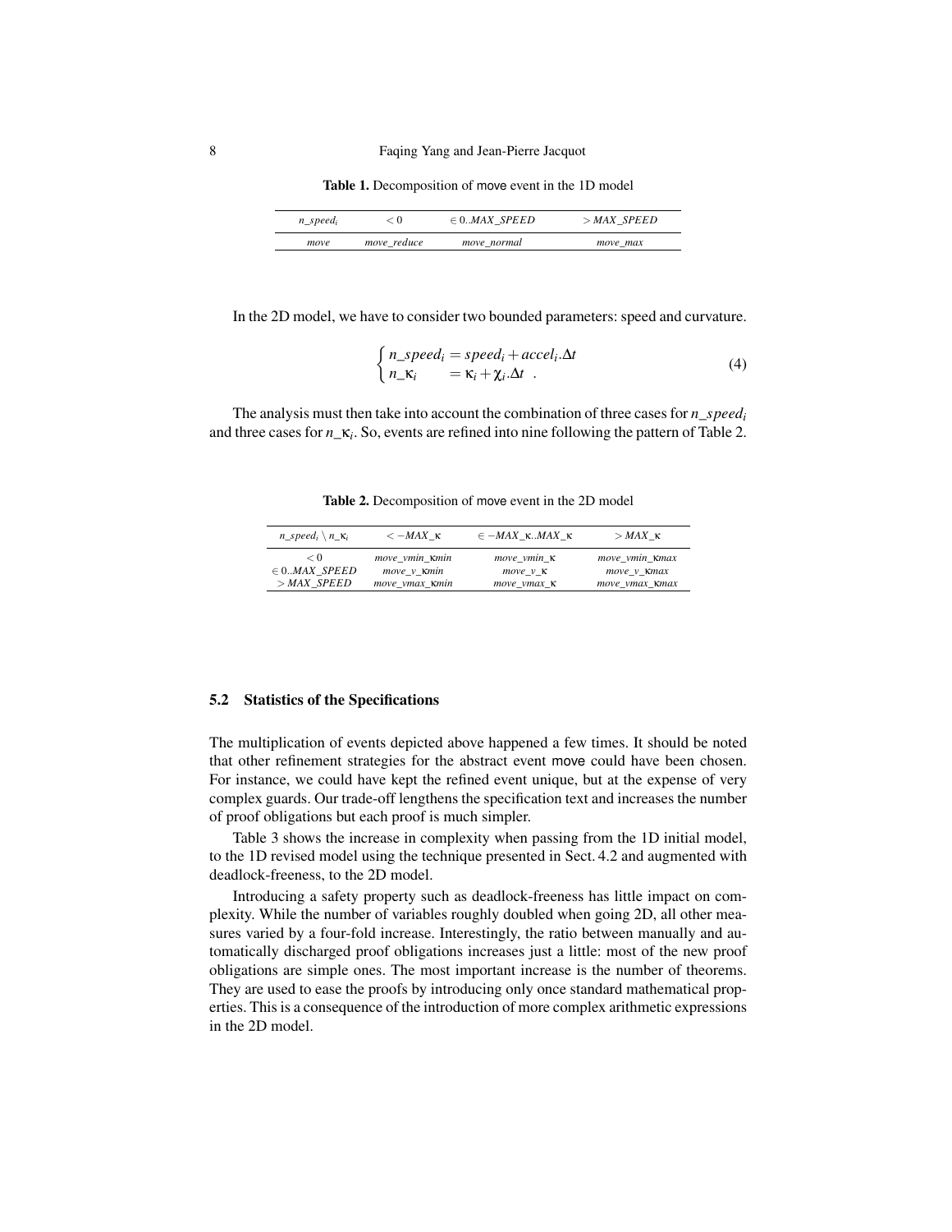**Table 1.** Decomposition of move event in the 1D model

| $n\_speed_i$ | $< 0$ | $\in 0..MAX\_SPEED$ | $> MAX\_SPEED$ |
|---|---|---|---|
| *move* | *move_reduce* | *move_normal* | *move_max* |

In the 2D model, we have to consider two bounded parameters: speed and curvature.

$$\begin{cases} n\_speed_i = speed_i + accel_i.\Delta t \\ n\_\kappa_i \quad\;\; = \kappa_i + \chi_i.\Delta t \enspace . \end{cases} \tag{4}$$

The analysis must then take into account the combination of three cases for $n\_speed_i$ and three cases for $n\_\kappa_i$. So, events are refined into nine following the pattern of Table 2.

**Table 2.** Decomposition of move event in the 2D model

| $n\_speed_i \setminus n\_\kappa_i$ | $< -MAX\_\kappa$ | $\in -MAX\_\kappa..MAX\_\kappa$ | $> MAX\_\kappa$ |
|---|---|---|---|
| $< 0$ | *move_vmin_κmin* | *move_vmin_κ* | *move_vmin_κmax* |
| $\in 0..MAX\_SPEED$ | *move_v_κmin* | *move_v_κ* | *move_v_κmax* |
| $> MAX\_SPEED$ | *move_vmax_κmin* | *move_vmax_κ* | *move_vmax_κmax* |

### 5.2 Statistics of the Specifications

The multiplication of events depicted above happened a few times. It should be noted that other refinement strategies for the abstract event move could have been chosen. For instance, we could have kept the refined event unique, but at the expense of very complex guards. Our trade-off lengthens the specification text and increases the number of proof obligations but each proof is much simpler.

Table 3 shows the increase in complexity when passing from the 1D initial model, to the 1D revised model using the technique presented in Sect. 4.2 and augmented with deadlock-freeness, to the 2D model.

Introducing a safety property such as deadlock-freeness has little impact on complexity. While the number of variables roughly doubled when going 2D, all other measures varied by a four-fold increase. Interestingly, the ratio between manually and automatically discharged proof obligations increases just a little: most of the new proof obligations are simple ones. The most important increase is the number of theorems. They are used to ease the proofs by introducing only once standard mathematical properties. This is a consequence of the introduction of more complex arithmetic expressions in the 2D model.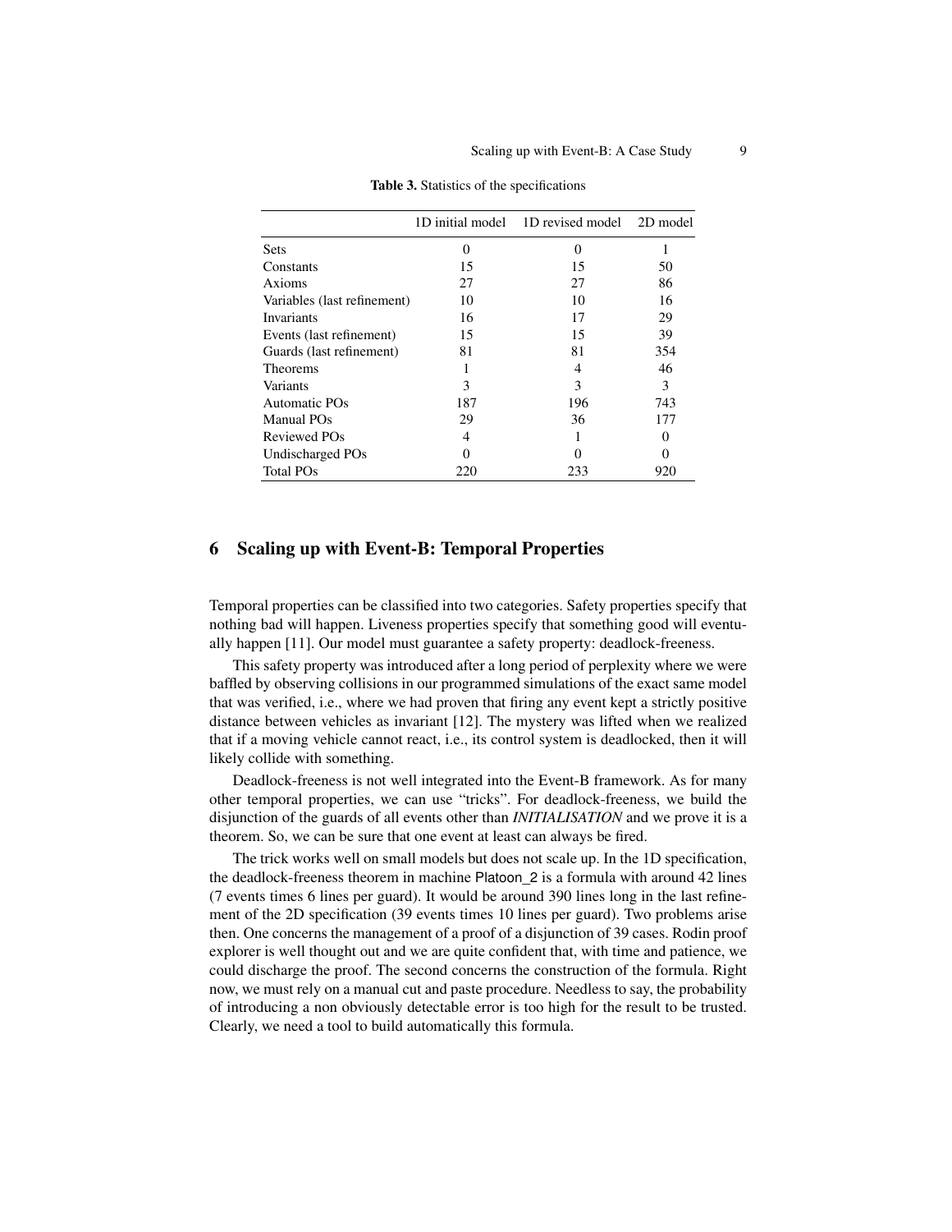**Table 3.** Statistics of the specifications

| | 1D initial model | 1D revised model | 2D model |
|---|---|---|---|
| Sets | 0 | 0 | 1 |
| Constants | 15 | 15 | 50 |
| Axioms | 27 | 27 | 86 |
| Variables (last refinement) | 10 | 10 | 16 |
| Invariants | 16 | 17 | 29 |
| Events (last refinement) | 15 | 15 | 39 |
| Guards (last refinement) | 81 | 81 | 354 |
| Theorems | 1 | 4 | 46 |
| Variants | 3 | 3 | 3 |
| Automatic POs | 187 | 196 | 743 |
| Manual POs | 29 | 36 | 177 |
| Reviewed POs | 4 | 1 | 0 |
| Undischarged POs | 0 | 0 | 0 |
| Total POs | 220 | 233 | 920 |

## 6 Scaling up with Event-B: Temporal Properties

Temporal properties can be classified into two categories. Safety properties specify that nothing bad will happen. Liveness properties specify that something good will eventually happen [11]. Our model must guarantee a safety property: deadlock-freeness.

This safety property was introduced after a long period of perplexity where we were baffled by observing collisions in our programmed simulations of the exact same model that was verified, i.e., where we had proven that firing any event kept a strictly positive distance between vehicles as invariant [12]. The mystery was lifted when we realized that if a moving vehicle cannot react, i.e., its control system is deadlocked, then it will likely collide with something.

Deadlock-freeness is not well integrated into the Event-B framework. As for many other temporal properties, we can use "tricks". For deadlock-freeness, we build the disjunction of the guards of all events other than *INITIALISATION* and we prove it is a theorem. So, we can be sure that one event at least can always be fired.

The trick works well on small models but does not scale up. In the 1D specification, the deadlock-freeness theorem in machine Platoon_2 is a formula with around 42 lines (7 events times 6 lines per guard). It would be around 390 lines long in the last refinement of the 2D specification (39 events times 10 lines per guard). Two problems arise then. One concerns the management of a proof of a disjunction of 39 cases. Rodin proof explorer is well thought out and we are quite confident that, with time and patience, we could discharge the proof. The second concerns the construction of the formula. Right now, we must rely on a manual cut and paste procedure. Needless to say, the probability of introducing a non obviously detectable error is too high for the result to be trusted. Clearly, we need a tool to build automatically this formula.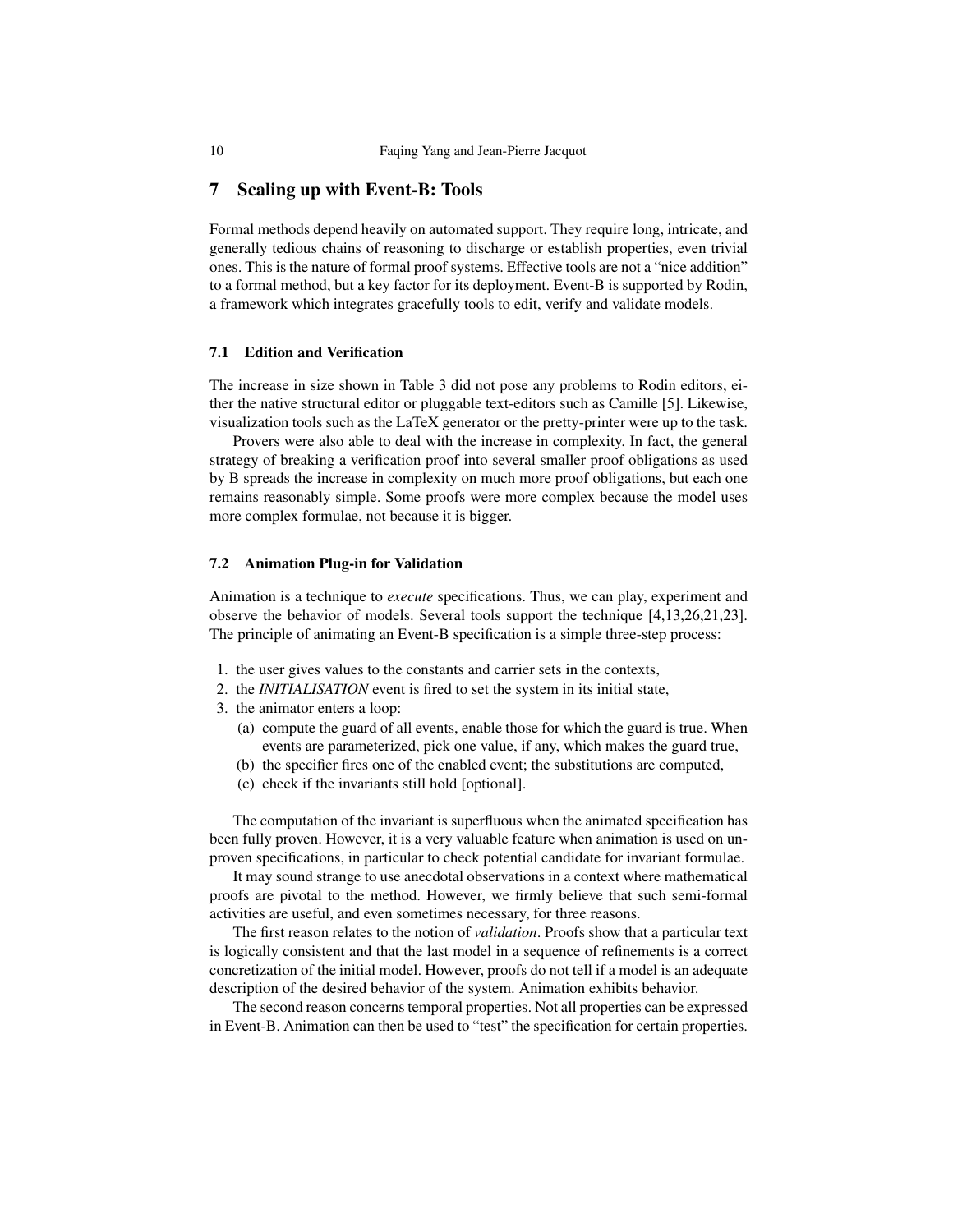## 7 Scaling up with Event-B: Tools

Formal methods depend heavily on automated support. They require long, intricate, and generally tedious chains of reasoning to discharge or establish properties, even trivial ones. This is the nature of formal proof systems. Effective tools are not a "nice addition" to a formal method, but a key factor for its deployment. Event-B is supported by Rodin, a framework which integrates gracefully tools to edit, verify and validate models.

### 7.1 Edition and Verification

The increase in size shown in Table 3 did not pose any problems to Rodin editors, either the native structural editor or pluggable text-editors such as Camille [5]. Likewise, visualization tools such as the LaTeX generator or the pretty-printer were up to the task.

Provers were also able to deal with the increase in complexity. In fact, the general strategy of breaking a verification proof into several smaller proof obligations as used by B spreads the increase in complexity on much more proof obligations, but each one remains reasonably simple. Some proofs were more complex because the model uses more complex formulae, not because it is bigger.

### 7.2 Animation Plug-in for Validation

Animation is a technique to *execute* specifications. Thus, we can play, experiment and observe the behavior of models. Several tools support the technique [4,13,26,21,23]. The principle of animating an Event-B specification is a simple three-step process:

1. the user gives values to the constants and carrier sets in the contexts,
2. the *INITIALISATION* event is fired to set the system in its initial state,
3. the animator enters a loop:
   (a) compute the guard of all events, enable those for which the guard is true. When events are parameterized, pick one value, if any, which makes the guard true,
   (b) the specifier fires one of the enabled event; the substitutions are computed,
   (c) check if the invariants still hold [optional].

The computation of the invariant is superfluous when the animated specification has been fully proven. However, it is a very valuable feature when animation is used on unproven specifications, in particular to check potential candidate for invariant formulae.

It may sound strange to use anecdotal observations in a context where mathematical proofs are pivotal to the method. However, we firmly believe that such semi-formal activities are useful, and even sometimes necessary, for three reasons.

The first reason relates to the notion of *validation*. Proofs show that a particular text is logically consistent and that the last model in a sequence of refinements is a correct concretization of the initial model. However, proofs do not tell if a model is an adequate description of the desired behavior of the system. Animation exhibits behavior.

The second reason concerns temporal properties. Not all properties can be expressed in Event-B. Animation can then be used to "test" the specification for certain properties.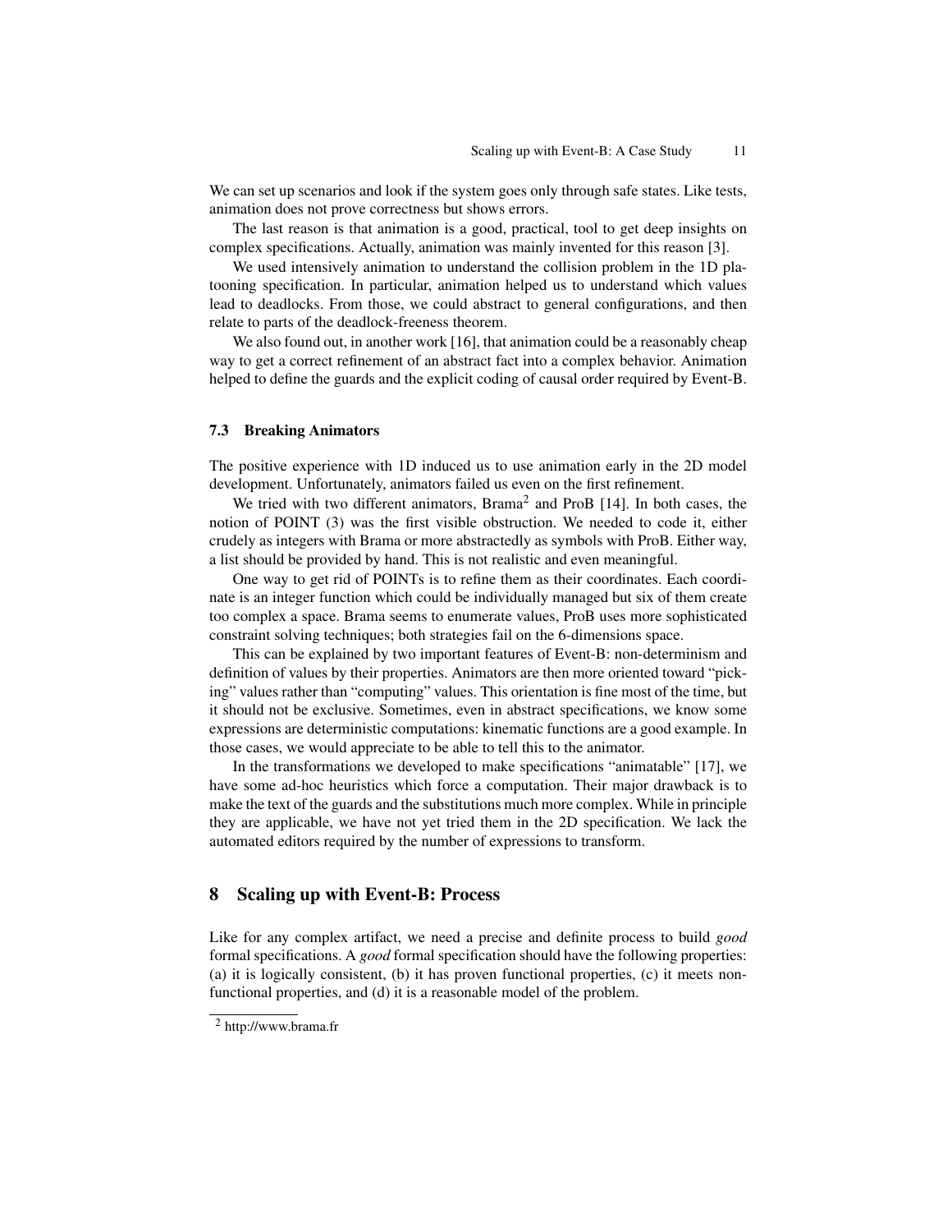We can set up scenarios and look if the system goes only through safe states. Like tests, animation does not prove correctness but shows errors.

The last reason is that animation is a good, practical, tool to get deep insights on complex specifications. Actually, animation was mainly invented for this reason [3].

We used intensively animation to understand the collision problem in the 1D platooning specification. In particular, animation helped us to understand which values lead to deadlocks. From those, we could abstract to general configurations, and then relate to parts of the deadlock-freeness theorem.

We also found out, in another work [16], that animation could be a reasonably cheap way to get a correct refinement of an abstract fact into a complex behavior. Animation helped to define the guards and the explicit coding of causal order required by Event-B.

### 7.3 Breaking Animators

The positive experience with 1D induced us to use animation early in the 2D model development. Unfortunately, animators failed us even on the first refinement.

We tried with two different animators, Brama[2] and ProB [14]. In both cases, the notion of POINT (3) was the first visible obstruction. We needed to code it, either crudely as integers with Brama or more abstractedly as symbols with ProB. Either way, a list should be provided by hand. This is not realistic and even meaningful.

One way to get rid of POINTs is to refine them as their coordinates. Each coordinate is an integer function which could be individually managed but six of them create too complex a space. Brama seems to enumerate values, ProB uses more sophisticated constraint solving techniques; both strategies fail on the 6-dimensions space.

This can be explained by two important features of Event-B: non-determinism and definition of values by their properties. Animators are then more oriented toward "picking" values rather than "computing" values. This orientation is fine most of the time, but it should not be exclusive. Sometimes, even in abstract specifications, we know some expressions are deterministic computations: kinematic functions are a good example. In those cases, we would appreciate to be able to tell this to the animator.

In the transformations we developed to make specifications "animatable" [17], we have some ad-hoc heuristics which force a computation. Their major drawback is to make the text of the guards and the substitutions much more complex. While in principle they are applicable, we have not yet tried them in the 2D specification. We lack the automated editors required by the number of expressions to transform.

## 8 Scaling up with Event-B: Process

Like for any complex artifact, we need a precise and definite process to build *good* formal specifications. A *good* formal specification should have the following properties: (a) it is logically consistent, (b) it has proven functional properties, (c) it meets non-functional properties, and (d) it is a reasonable model of the problem.

[2] http://www.brama.fr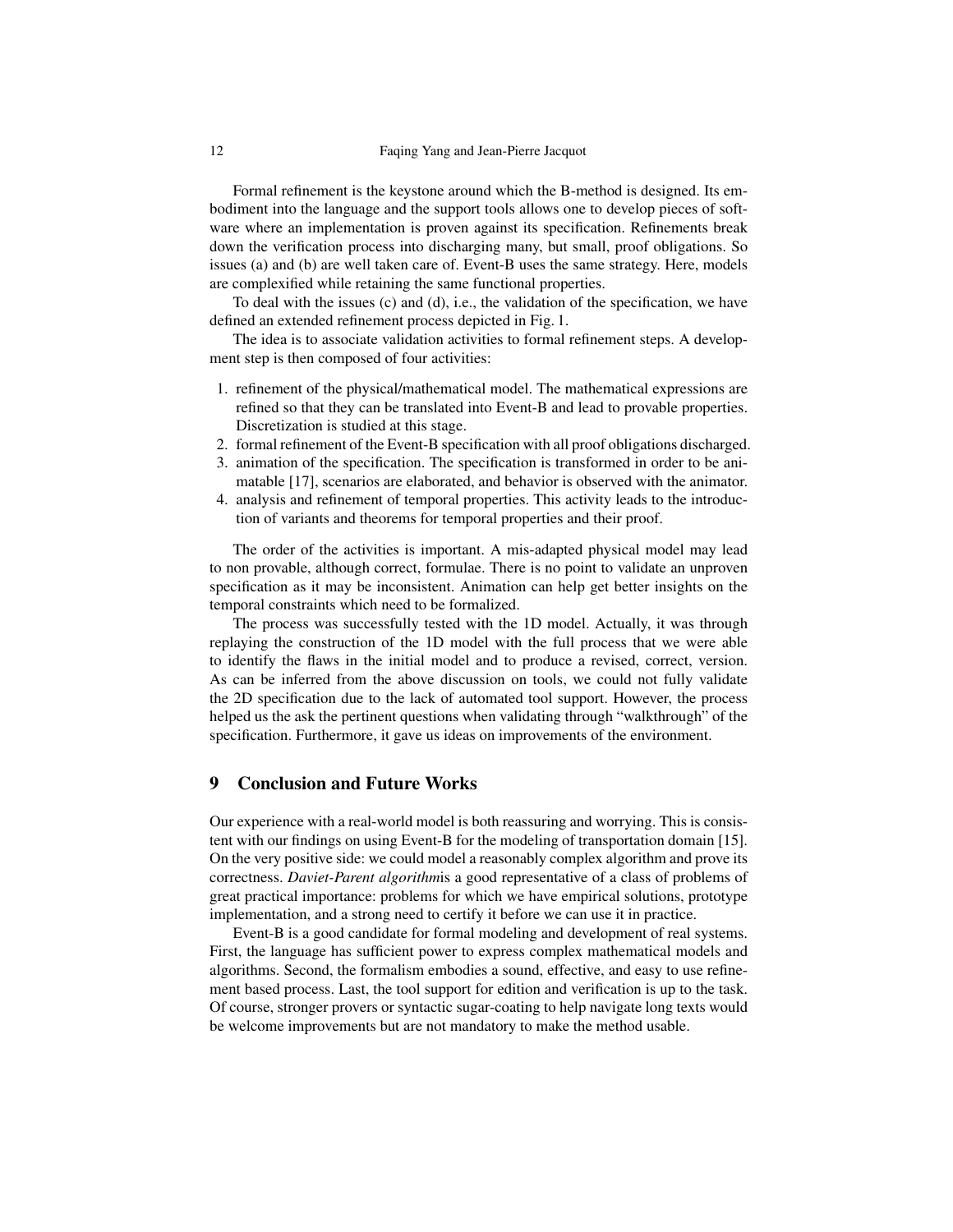Formal refinement is the keystone around which the B-method is designed. Its embodiment into the language and the support tools allows one to develop pieces of software where an implementation is proven against its specification. Refinements break down the verification process into discharging many, but small, proof obligations. So issues (a) and (b) are well taken care of. Event-B uses the same strategy. Here, models are complexified while retaining the same functional properties.

To deal with the issues (c) and (d), i.e., the validation of the specification, we have defined an extended refinement process depicted in Fig. 1.

The idea is to associate validation activities to formal refinement steps. A development step is then composed of four activities:

1. refinement of the physical/mathematical model. The mathematical expressions are refined so that they can be translated into Event-B and lead to provable properties. Discretization is studied at this stage.
2. formal refinement of the Event-B specification with all proof obligations discharged.
3. animation of the specification. The specification is transformed in order to be animatable [17], scenarios are elaborated, and behavior is observed with the animator.
4. analysis and refinement of temporal properties. This activity leads to the introduction of variants and theorems for temporal properties and their proof.

The order of the activities is important. A mis-adapted physical model may lead to non provable, although correct, formulae. There is no point to validate an unproven specification as it may be inconsistent. Animation can help get better insights on the temporal constraints which need to be formalized.

The process was successfully tested with the 1D model. Actually, it was through replaying the construction of the 1D model with the full process that we were able to identify the flaws in the initial model and to produce a revised, correct, version. As can be inferred from the above discussion on tools, we could not fully validate the 2D specification due to the lack of automated tool support. However, the process helped us the ask the pertinent questions when validating through "walkthrough" of the specification. Furthermore, it gave us ideas on improvements of the environment.

## 9 Conclusion and Future Works

Our experience with a real-world model is both reassuring and worrying. This is consistent with our findings on using Event-B for the modeling of transportation domain [15]. On the very positive side: we could model a reasonably complex algorithm and prove its correctness. *Daviet-Parent algorithm*is a good representative of a class of problems of great practical importance: problems for which we have empirical solutions, prototype implementation, and a strong need to certify it before we can use it in practice.

Event-B is a good candidate for formal modeling and development of real systems. First, the language has sufficient power to express complex mathematical models and algorithms. Second, the formalism embodies a sound, effective, and easy to use refinement based process. Last, the tool support for edition and verification is up to the task. Of course, stronger provers or syntactic sugar-coating to help navigate long texts would be welcome improvements but are not mandatory to make the method usable.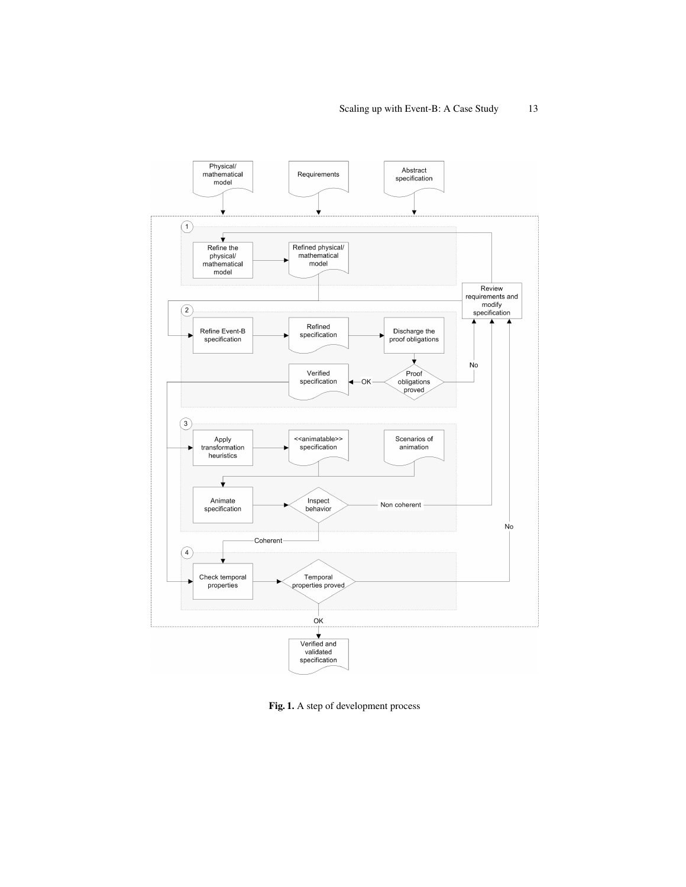Fig. 1. A step of development process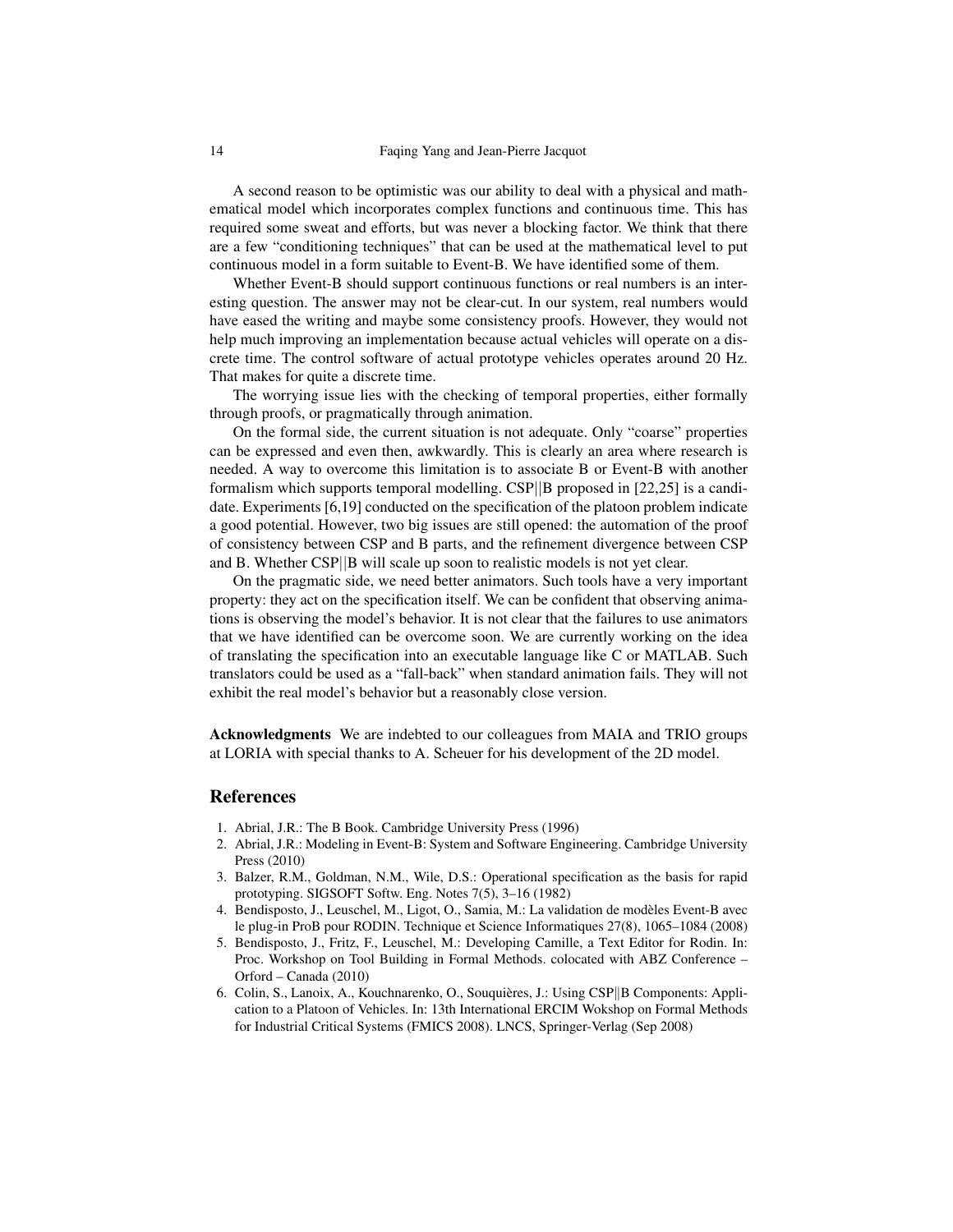A second reason to be optimistic was our ability to deal with a physical and mathematical model which incorporates complex functions and continuous time. This has required some sweat and efforts, but was never a blocking factor. We think that there are a few "conditioning techniques" that can be used at the mathematical level to put continuous model in a form suitable to Event-B. We have identified some of them.

Whether Event-B should support continuous functions or real numbers is an interesting question. The answer may not be clear-cut. In our system, real numbers would have eased the writing and maybe some consistency proofs. However, they would not help much improving an implementation because actual vehicles will operate on a discrete time. The control software of actual prototype vehicles operates around 20 Hz. That makes for quite a discrete time.

The worrying issue lies with the checking of temporal properties, either formally through proofs, or pragmatically through animation.

On the formal side, the current situation is not adequate. Only "coarse" properties can be expressed and even then, awkwardly. This is clearly an area where research is needed. A way to overcome this limitation is to associate B or Event-B with another formalism which supports temporal modelling. CSP||B proposed in [22,25] is a candidate. Experiments [6,19] conducted on the specification of the platoon problem indicate a good potential. However, two big issues are still opened: the automation of the proof of consistency between CSP and B parts, and the refinement divergence between CSP and B. Whether CSP||B will scale up soon to realistic models is not yet clear.

On the pragmatic side, we need better animators. Such tools have a very important property: they act on the specification itself. We can be confident that observing animations is observing the model's behavior. It is not clear that the failures to use animators that we have identified can be overcome soon. We are currently working on the idea of translating the specification into an executable language like C or MATLAB. Such translators could be used as a "fall-back" when standard animation fails. They will not exhibit the real model's behavior but a reasonably close version.

**Acknowledgments** We are indebted to our colleagues from MAIA and TRIO groups at LORIA with special thanks to A. Scheuer for his development of the 2D model.

## References

1. Abrial, J.R.: The B Book. Cambridge University Press (1996)
2. Abrial, J.R.: Modeling in Event-B: System and Software Engineering. Cambridge University Press (2010)
3. Balzer, R.M., Goldman, N.M., Wile, D.S.: Operational specification as the basis for rapid prototyping. SIGSOFT Softw. Eng. Notes 7(5), 3–16 (1982)
4. Bendisposto, J., Leuschel, M., Ligot, O., Samia, M.: La validation de modèles Event-B avec le plug-in ProB pour RODIN. Technique et Science Informatiques 27(8), 1065–1084 (2008)
5. Bendisposto, J., Fritz, F., Leuschel, M.: Developing Camille, a Text Editor for Rodin. In: Proc. Workshop on Tool Building in Formal Methods. colocated with ABZ Conference – Orford – Canada (2010)
6. Colin, S., Lanoix, A., Kouchnarenko, O., Souquières, J.: Using CSP||B Components: Application to a Platoon of Vehicles. In: 13th International ERCIM Wokshop on Formal Methods for Industrial Critical Systems (FMICS 2008). LNCS, Springer-Verlag (Sep 2008)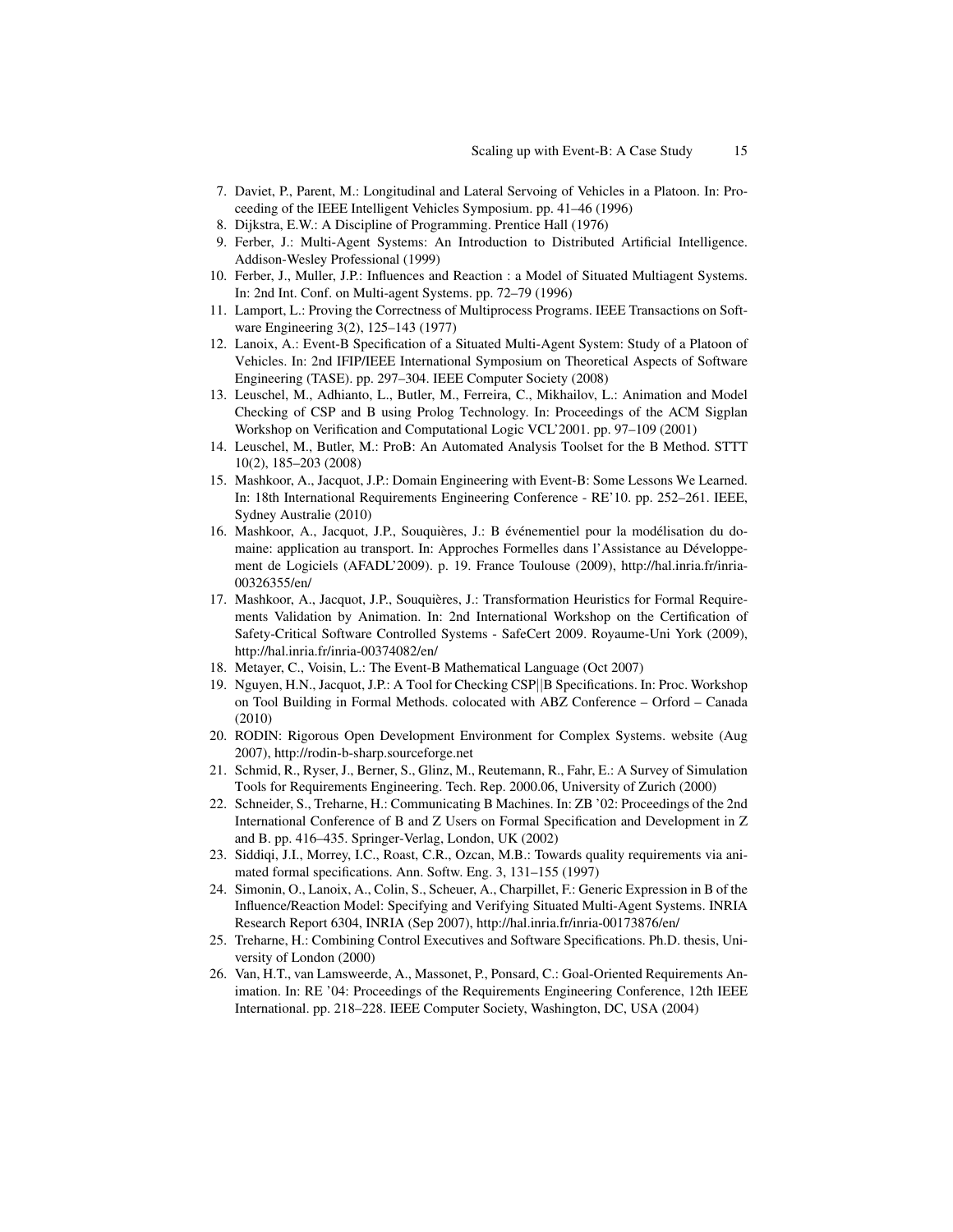7. Daviet, P., Parent, M.: Longitudinal and Lateral Servoing of Vehicles in a Platoon. In: Proceeding of the IEEE Intelligent Vehicles Symposium. pp. 41–46 (1996)
8. Dijkstra, E.W.: A Discipline of Programming. Prentice Hall (1976)
9. Ferber, J.: Multi-Agent Systems: An Introduction to Distributed Artificial Intelligence. Addison-Wesley Professional (1999)
10. Ferber, J., Muller, J.P.: Influences and Reaction : a Model of Situated Multiagent Systems. In: 2nd Int. Conf. on Multi-agent Systems. pp. 72–79 (1996)
11. Lamport, L.: Proving the Correctness of Multiprocess Programs. IEEE Transactions on Software Engineering 3(2), 125–143 (1977)
12. Lanoix, A.: Event-B Specification of a Situated Multi-Agent System: Study of a Platoon of Vehicles. In: 2nd IFIP/IEEE International Symposium on Theoretical Aspects of Software Engineering (TASE). pp. 297–304. IEEE Computer Society (2008)
13. Leuschel, M., Adhianto, L., Butler, M., Ferreira, C., Mikhailov, L.: Animation and Model Checking of CSP and B using Prolog Technology. In: Proceedings of the ACM Sigplan Workshop on Verification and Computational Logic VCL'2001. pp. 97–109 (2001)
14. Leuschel, M., Butler, M.: ProB: An Automated Analysis Toolset for the B Method. STTT 10(2), 185–203 (2008)
15. Mashkoor, A., Jacquot, J.P.: Domain Engineering with Event-B: Some Lessons We Learned. In: 18th International Requirements Engineering Conference - RE'10. pp. 252–261. IEEE, Sydney Australie (2010)
16. Mashkoor, A., Jacquot, J.P., Souquières, J.: B événementiel pour la modélisation du domaine: application au transport. In: Approches Formelles dans l'Assistance au Développement de Logiciels (AFADL'2009). p. 19. France Toulouse (2009), http://hal.inria.fr/inria-00326355/en/
17. Mashkoor, A., Jacquot, J.P., Souquières, J.: Transformation Heuristics for Formal Requirements Validation by Animation. In: 2nd International Workshop on the Certification of Safety-Critical Software Controlled Systems - SafeCert 2009. Royaume-Uni York (2009), http://hal.inria.fr/inria-00374082/en/
18. Metayer, C., Voisin, L.: The Event-B Mathematical Language (Oct 2007)
19. Nguyen, H.N., Jacquot, J.P.: A Tool for Checking CSP||B Specifications. In: Proc. Workshop on Tool Building in Formal Methods. colocated with ABZ Conference – Orford – Canada (2010)
20. RODIN: Rigorous Open Development Environment for Complex Systems. website (Aug 2007), http://rodin-b-sharp.sourceforge.net
21. Schmid, R., Ryser, J., Berner, S., Glinz, M., Reutemann, R., Fahr, E.: A Survey of Simulation Tools for Requirements Engineering. Tech. Rep. 2000.06, University of Zurich (2000)
22. Schneider, S., Treharne, H.: Communicating B Machines. In: ZB '02: Proceedings of the 2nd International Conference of B and Z Users on Formal Specification and Development in Z and B. pp. 416–435. Springer-Verlag, London, UK (2002)
23. Siddiqi, J.I., Morrey, I.C., Roast, C.R., Ozcan, M.B.: Towards quality requirements via animated formal specifications. Ann. Softw. Eng. 3, 131–155 (1997)
24. Simonin, O., Lanoix, A., Colin, S., Scheuer, A., Charpillet, F.: Generic Expression in B of the Influence/Reaction Model: Specifying and Verifying Situated Multi-Agent Systems. INRIA Research Report 6304, INRIA (Sep 2007), http://hal.inria.fr/inria-00173876/en/
25. Treharne, H.: Combining Control Executives and Software Specifications. Ph.D. thesis, University of London (2000)
26. Van, H.T., van Lamsweerde, A., Massonet, P., Ponsard, C.: Goal-Oriented Requirements Animation. In: RE '04: Proceedings of the Requirements Engineering Conference, 12th IEEE International. pp. 218–228. IEEE Computer Society, Washington, DC, USA (2004)